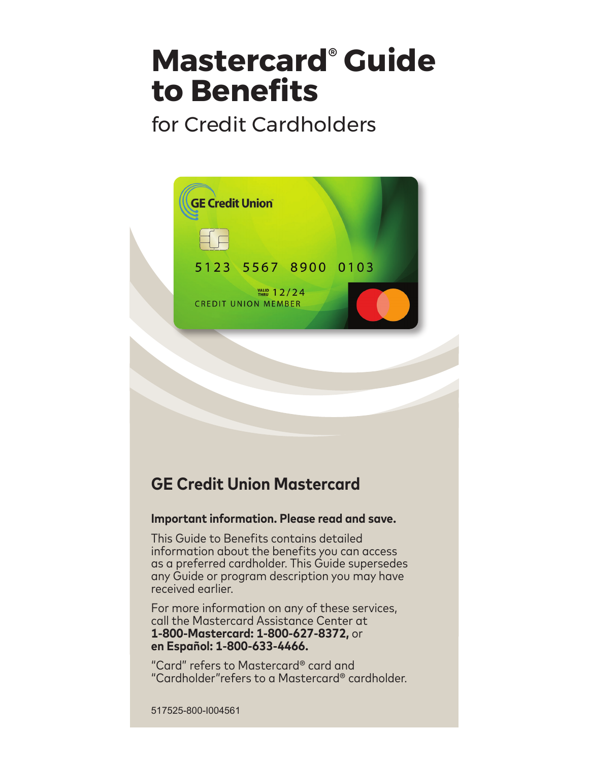# Mastercard® Guide to Benefits

for Credit Cardholders

## GE Credit Union Mastercard

**Important information. Please read and save.**

This Guide to Benefits contains detailed information about the benefits you can access as a preferred cardholder. This Guide supersedes any Guide or program description you may have received earlier.

For more information on any of these services, call the Mastercard Assistance Center at **1-800-Mastercard: 1-800-627-8372,** or **en Español: 1-800-633-4466.**

"Card" refers to Mastercard® card and "Cardholder"refers to a Mastercard® cardholder.

517525-800-I004561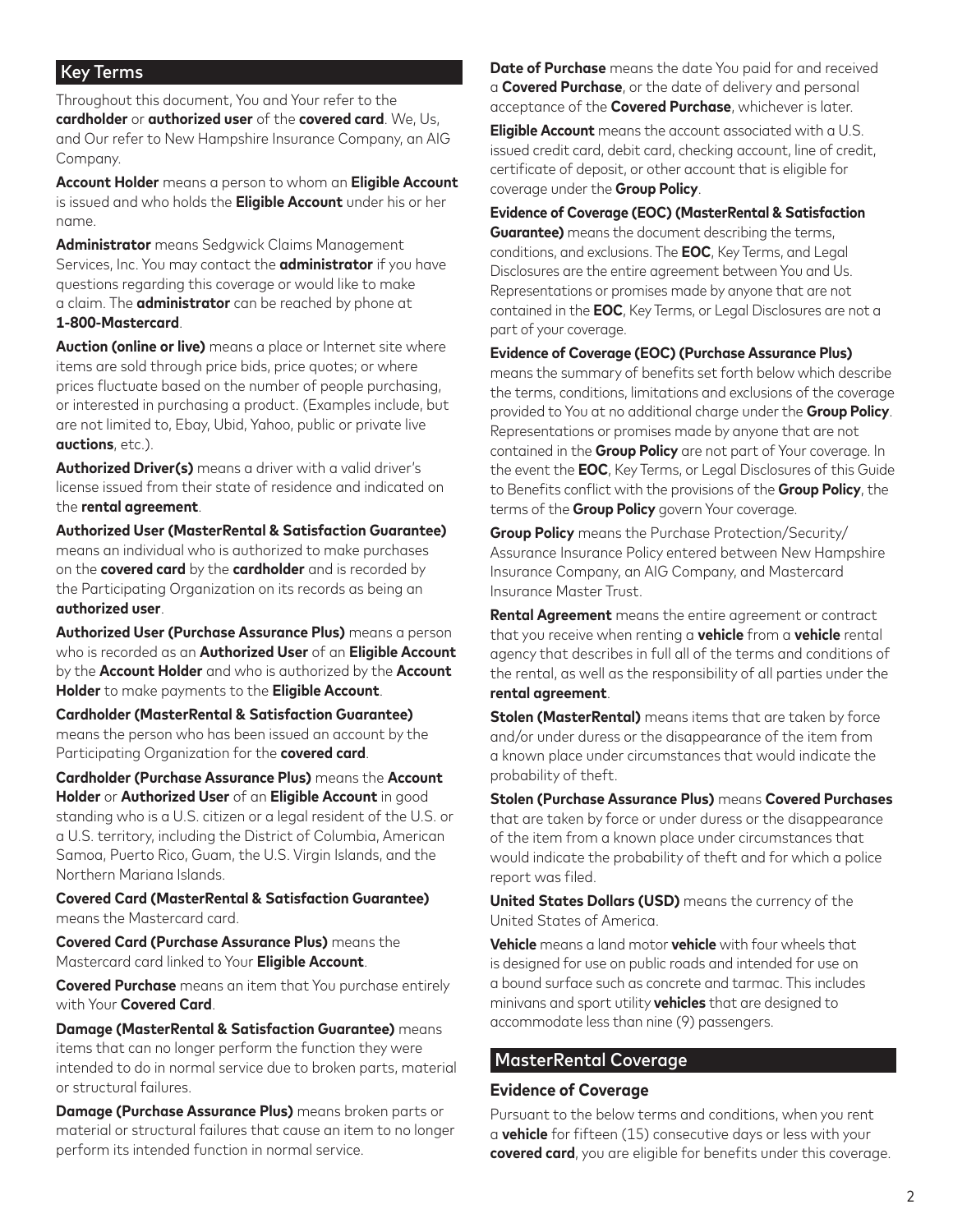## Key Terms

Throughout this document, You and Your refer to the **cardholder** or **authorized user** of the **covered card**. We, Us, and Our refer to New Hampshire Insurance Company, an AIG Company.

**Account Holder** means a person to whom an **Eligible Account** is issued and who holds the **Eligible Account** under his or her name.

**Administrator** means Sedgwick Claims Management Services, Inc. You may contact the **administrator** if you have questions regarding this coverage or would like to make a claim. The **administrator** can be reached by phone at **1-800-Mastercard**.

**Auction (online or live)** means a place or Internet site where items are sold through price bids, price quotes; or where prices fluctuate based on the number of people purchasing, or interested in purchasing a product. (Examples include, but are not limited to, Ebay, Ubid, Yahoo, public or private live **auctions**, etc.).

**Authorized Driver(s)** means a driver with a valid driver's license issued from their state of residence and indicated on the **rental agreement**.

**Authorized User (MasterRental & Satisfaction Guarantee)** means an individual who is authorized to make purchases on the **covered card** by the **cardholder** and is recorded by the Participating Organization on its records as being an **authorized user**.

**Authorized User (Purchase Assurance Plus)** means a person who is recorded as an **Authorized User** of an **Eligible Account** by the **Account Holder** and who is authorized by the **Account Holder** to make payments to the **Eligible Account**.

**Cardholder (MasterRental & Satisfaction Guarantee)** means the person who has been issued an account by the Participating Organization for the **covered card**.

**Cardholder (Purchase Assurance Plus)** means the **Account Holder** or **Authorized User** of an **Eligible Account** in good standing who is a U.S. citizen or a legal resident of the U.S. or a U.S. territory, including the District of Columbia, American Samoa, Puerto Rico, Guam, the U.S. Virgin Islands, and the Northern Mariana Islands.

**Covered Card (MasterRental & Satisfaction Guarantee)** means the Mastercard card.

**Covered Card (Purchase Assurance Plus)** means the Mastercard card linked to Your **Eligible Account**.

**Covered Purchase** means an item that You purchase entirely with Your **Covered Card**.

**Damage (MasterRental & Satisfaction Guarantee)** means items that can no longer perform the function they were intended to do in normal service due to broken parts, material or structural failures.

**Damage (Purchase Assurance Plus)** means broken parts or material or structural failures that cause an item to no longer perform its intended function in normal service.

**Date of Purchase** means the date You paid for and received a **Covered Purchase**, or the date of delivery and personal acceptance of the **Covered Purchase**, whichever is later.

**Eligible Account** means the account associated with a U.S. issued credit card, debit card, checking account, line of credit, certificate of deposit, or other account that is eligible for coverage under the **Group Policy**.

**Evidence of Coverage (EOC) (MasterRental & Satisfaction Guarantee)** means the document describing the terms, conditions, and exclusions. The **EOC**, Key Terms, and Legal Disclosures are the entire agreement between You and Us. Representations or promises made by anyone that are not contained in the **EOC**, Key Terms, or Legal Disclosures are not a part of your coverage.

**Evidence of Coverage (EOC) (Purchase Assurance Plus)** means the summary of benefits set forth below which describe the terms, conditions, limitations and exclusions of the coverage provided to You at no additional charge under the **Group Policy**. Representations or promises made by anyone that are not contained in the **Group Policy** are not part of Your coverage. In the event the **EOC**, Key Terms, or Legal Disclosures of this Guide to Benefits conflict with the provisions of the **Group Policy**, the terms of the **Group Policy** govern Your coverage.

**Group Policy** means the Purchase Protection/Security/Assurance Insurance Policy entered between New Hampshire Insurance Company, an AIG Company, and Mastercard Insurance Master Trust.

**Rental Agreement** means the entire agreement or contract that you receive when renting a **vehicle** from a **vehicle** rental agency that describes in full all of the terms and conditions of the rental, as well as the responsibility of all parties under the **rental agreement**.

**Stolen (MasterRental)** means items that are taken by force and/or under duress or the disappearance of the item from a known place under circumstances that would indicate the probability of theft.

**Stolen (Purchase Assurance Plus)** means **Covered Purchases** that are taken by force or under duress or the disappearance of the item from a known place under circumstances that would indicate the probability of theft and for which a police report was filed.

**United States Dollars (USD)** means the currency of the United States of America.

**Vehicle** means a land motor **vehicle** with four wheels that is designed for use on public roads and intended for use on a bound surface such as concrete and tarmac. This includes minivans and sport utility **vehicles** that are designed to accommodate less than nine (9) passengers.

## MasterRental Coverage

### Evidence of Coverage

Pursuant to the below terms and conditions, when you rent a **vehicle** for fifteen (15) consecutive days or less with your **covered card**, you are eligible for benefits under this coverage.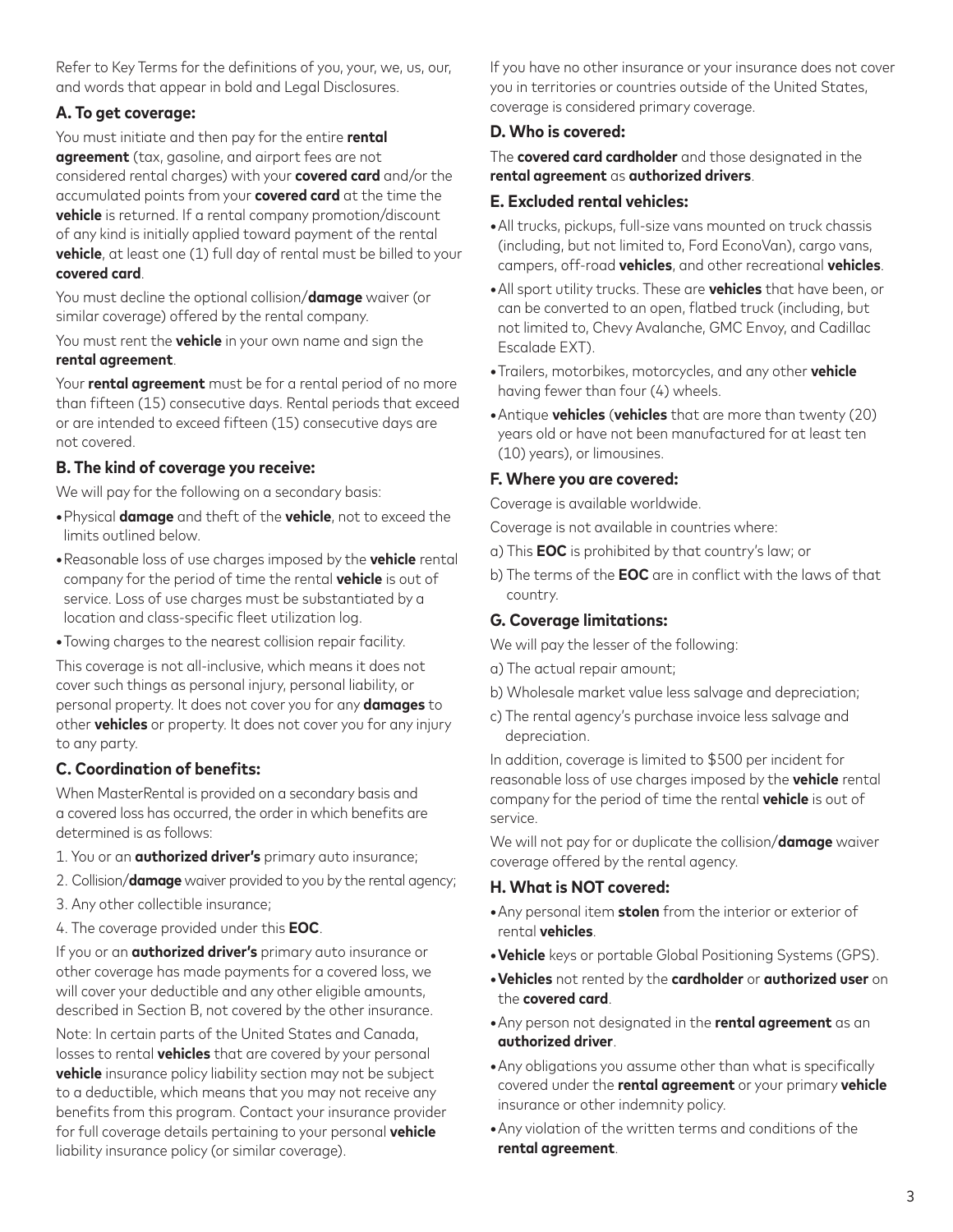Refer to Key Terms for the definitions of you, your, we, us, our, and words that appear in bold and Legal Disclosures.

### A. To get coverage:

You must initiate and then pay for the entire **rental agreement** (tax, gasoline, and airport fees are not considered rental charges) with your **covered card** and/or the accumulated points from your **covered card** at the time the **vehicle** is returned. If a rental company promotion/discount of any kind is initially applied toward payment of the rental **vehicle**, at least one (1) full day of rental must be billed to your **covered card**.

You must decline the optional collision/**damage** waiver (or similar coverage) offered by the rental company.

You must rent the **vehicle** in your own name and sign the **rental agreement**.

Your **rental agreement** must be for a rental period of no more than fifteen (15) consecutive days. Rental periods that exceed or are intended to exceed fifteen (15) consecutive days are not covered.

### B. The kind of coverage you receive:

We will pay for the following on a secondary basis:

- Physical **damage** and theft of the **vehicle**, not to exceed the limits outlined below.
- Reasonable loss of use charges imposed by the **vehicle** rental company for the period of time the rental **vehicle** is out of service. Loss of use charges must be substantiated by a location and class-specific fleet utilization log.
- Towing charges to the nearest collision repair facility.

This coverage is not all-inclusive, which means it does not cover such things as personal injury, personal liability, or personal property. It does not cover you for any **damages** to other **vehicles** or property. It does not cover you for any injury to any party.

### C. Coordination of benefits:

When MasterRental is provided on a secondary basis and a covered loss has occurred, the order in which benefits are determined is as follows:

1. You or an **authorized driver's** primary auto insurance;
2. Collision/**damage** waiver provided to you by the rental agency;
3. Any other collectible insurance;
4. The coverage provided under this **EOC**.

If you or an **authorized driver's** primary auto insurance or other coverage has made payments for a covered loss, we will cover your deductible and any other eligible amounts, described in Section B, not covered by the other insurance.

Note: In certain parts of the United States and Canada, losses to rental **vehicles** that are covered by your personal **vehicle** insurance policy liability section may not be subject to a deductible, which means that you may not receive any benefits from this program. Contact your insurance provider for full coverage details pertaining to your personal **vehicle** liability insurance policy (or similar coverage).

If you have no other insurance or your insurance does not cover you in territories or countries outside of the United States, coverage is considered primary coverage.

### D. Who is covered:

The **covered card cardholder** and those designated in the **rental agreement** as **authorized drivers**.

### E. Excluded rental vehicles:

- All trucks, pickups, full-size vans mounted on truck chassis (including, but not limited to, Ford EconoVan), cargo vans, campers, off-road **vehicles**, and other recreational **vehicles**.
- All sport utility trucks. These are **vehicles** that have been, or can be converted to an open, flatbed truck (including, but not limited to, Chevy Avalanche, GMC Envoy, and Cadillac Escalade EXT).
- Trailers, motorbikes, motorcycles, and any other **vehicle** having fewer than four (4) wheels.
- Antique **vehicles** (**vehicles** that are more than twenty (20) years old or have not been manufactured for at least ten (10) years), or limousines.

### F. Where you are covered:

Coverage is available worldwide.

Coverage is not available in countries where:

a) This **EOC** is prohibited by that country's law; or

b) The terms of the **EOC** are in conflict with the laws of that country.

### G. Coverage limitations:

We will pay the lesser of the following:

a) The actual repair amount;

b) Wholesale market value less salvage and depreciation;

c) The rental agency's purchase invoice less salvage and depreciation.

In addition, coverage is limited to $500 per incident for reasonable loss of use charges imposed by the **vehicle** rental company for the period of time the rental **vehicle** is out of service.

We will not pay for or duplicate the collision/**damage** waiver coverage offered by the rental agency.

### H. What is NOT covered:

- Any personal item **stolen** from the interior or exterior of rental **vehicles**.
- **Vehicle** keys or portable Global Positioning Systems (GPS).
- **Vehicles** not rented by the **cardholder** or **authorized user** on the **covered card**.
- Any person not designated in the **rental agreement** as an **authorized driver**.
- Any obligations you assume other than what is specifically covered under the **rental agreement** or your primary **vehicle** insurance or other indemnity policy.
- Any violation of the written terms and conditions of the **rental agreement**.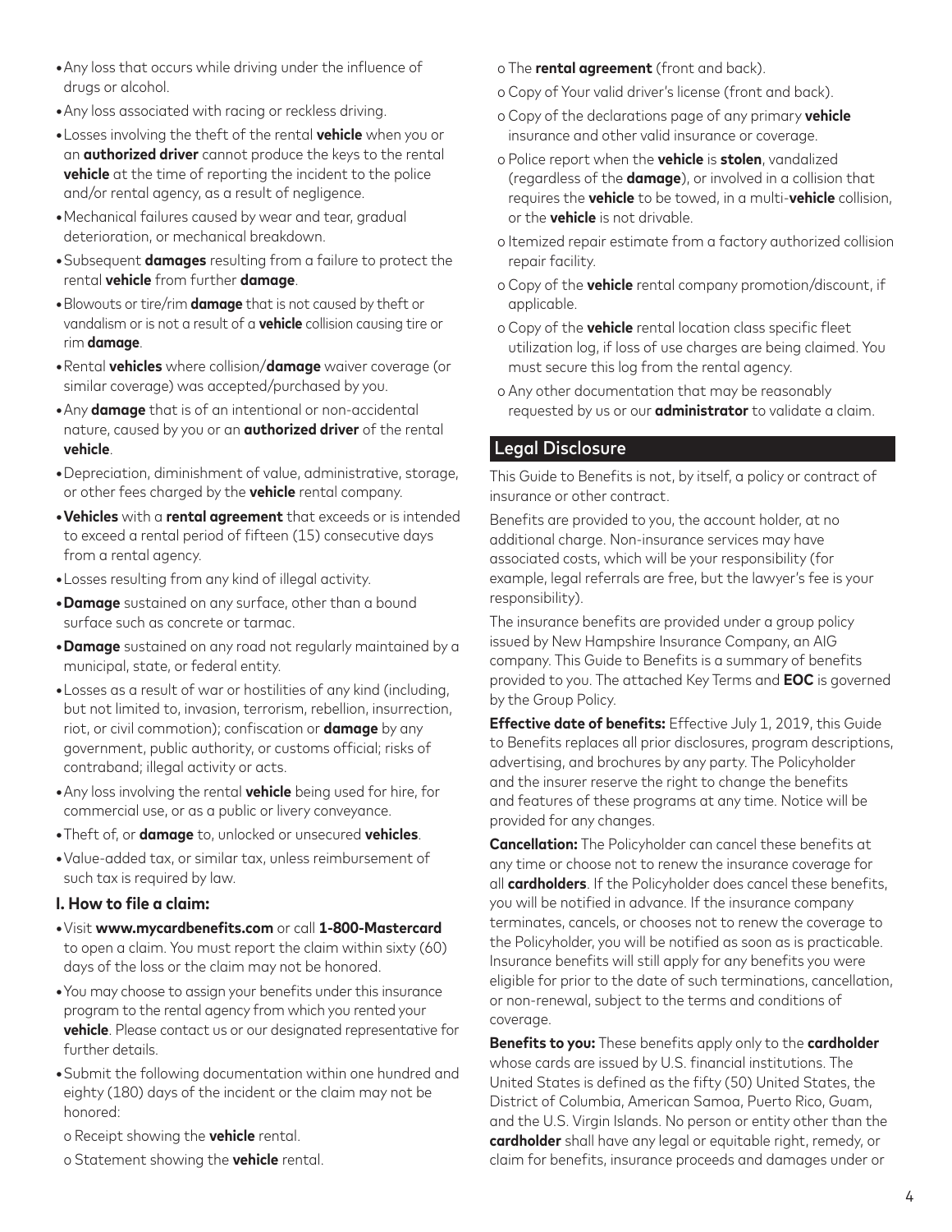- Any loss that occurs while driving under the influence of drugs or alcohol.
- Any loss associated with racing or reckless driving.
- Losses involving the theft of the rental **vehicle** when you or an **authorized driver** cannot produce the keys to the rental **vehicle** at the time of reporting the incident to the police and/or rental agency, as a result of negligence.
- Mechanical failures caused by wear and tear, gradual deterioration, or mechanical breakdown.
- Subsequent **damages** resulting from a failure to protect the rental **vehicle** from further **damage**.
- Blowouts or tire/rim **damage** that is not caused by theft or vandalism or is not a result of a **vehicle** collision causing tire or rim **damage**.
- Rental **vehicles** where collision/**damage** waiver coverage (or similar coverage) was accepted/purchased by you.
- Any **damage** that is of an intentional or non-accidental nature, caused by you or an **authorized driver** of the rental **vehicle**.
- Depreciation, diminishment of value, administrative, storage, or other fees charged by the **vehicle** rental company.
- **Vehicles** with a **rental agreement** that exceeds or is intended to exceed a rental period of fifteen (15) consecutive days from a rental agency.
- Losses resulting from any kind of illegal activity.
- **Damage** sustained on any surface, other than a bound surface such as concrete or tarmac.
- **Damage** sustained on any road not regularly maintained by a municipal, state, or federal entity.
- Losses as a result of war or hostilities of any kind (including, but not limited to, invasion, terrorism, rebellion, insurrection, riot, or civil commotion); confiscation or **damage** by any government, public authority, or customs official; risks of contraband; illegal activity or acts.
- Any loss involving the rental **vehicle** being used for hire, for commercial use, or as a public or livery conveyance.
- Theft of, or **damage** to, unlocked or unsecured **vehicles**.
- Value-added tax, or similar tax, unless reimbursement of such tax is required by law.

### I. How to file a claim:

- Visit **www.mycardbenefits.com** or call **1-800-Mastercard** to open a claim. You must report the claim within sixty (60) days of the loss or the claim may not be honored.
- You may choose to assign your benefits under this insurance program to the rental agency from which you rented your **vehicle**. Please contact us or our designated representative for further details.
- Submit the following documentation within one hundred and eighty (180) days of the incident or the claim may not be honored:
  - o Receipt showing the **vehicle** rental.
  - o Statement showing the **vehicle** rental.
  - o The **rental agreement** (front and back).
  - o Copy of Your valid driver's license (front and back).
  - o Copy of the declarations page of any primary **vehicle** insurance and other valid insurance or coverage.
  - o Police report when the **vehicle** is **stolen**, vandalized (regardless of the **damage**), or involved in a collision that requires the **vehicle** to be towed, in a multi-**vehicle** collision, or the **vehicle** is not drivable.
  - o Itemized repair estimate from a factory authorized collision repair facility.
  - o Copy of the **vehicle** rental company promotion/discount, if applicable.
  - o Copy of the **vehicle** rental location class specific fleet utilization log, if loss of use charges are being claimed. You must secure this log from the rental agency.
  - o Any other documentation that may be reasonably requested by us or our **administrator** to validate a claim.

## Legal Disclosure

This Guide to Benefits is not, by itself, a policy or contract of insurance or other contract.

Benefits are provided to you, the account holder, at no additional charge. Non-insurance services may have associated costs, which will be your responsibility (for example, legal referrals are free, but the lawyer's fee is your responsibility).

The insurance benefits are provided under a group policy issued by New Hampshire Insurance Company, an AIG company. This Guide to Benefits is a summary of benefits provided to you. The attached Key Terms and **EOC** is governed by the Group Policy.

**Effective date of benefits:** Effective July 1, 2019, this Guide to Benefits replaces all prior disclosures, program descriptions, advertising, and brochures by any party. The Policyholder and the insurer reserve the right to change the benefits and features of these programs at any time. Notice will be provided for any changes.

**Cancellation:** The Policyholder can cancel these benefits at any time or choose not to renew the insurance coverage for all **cardholders**. If the Policyholder does cancel these benefits, you will be notified in advance. If the insurance company terminates, cancels, or chooses not to renew the coverage to the Policyholder, you will be notified as soon as is practicable. Insurance benefits will still apply for any benefits you were eligible for prior to the date of such terminations, cancellation, or non-renewal, subject to the terms and conditions of coverage.

**Benefits to you:** These benefits apply only to the **cardholder** whose cards are issued by U.S. financial institutions. The United States is defined as the fifty (50) United States, the District of Columbia, American Samoa, Puerto Rico, Guam, and the U.S. Virgin Islands. No person or entity other than the **cardholder** shall have any legal or equitable right, remedy, or claim for benefits, insurance proceeds and damages under or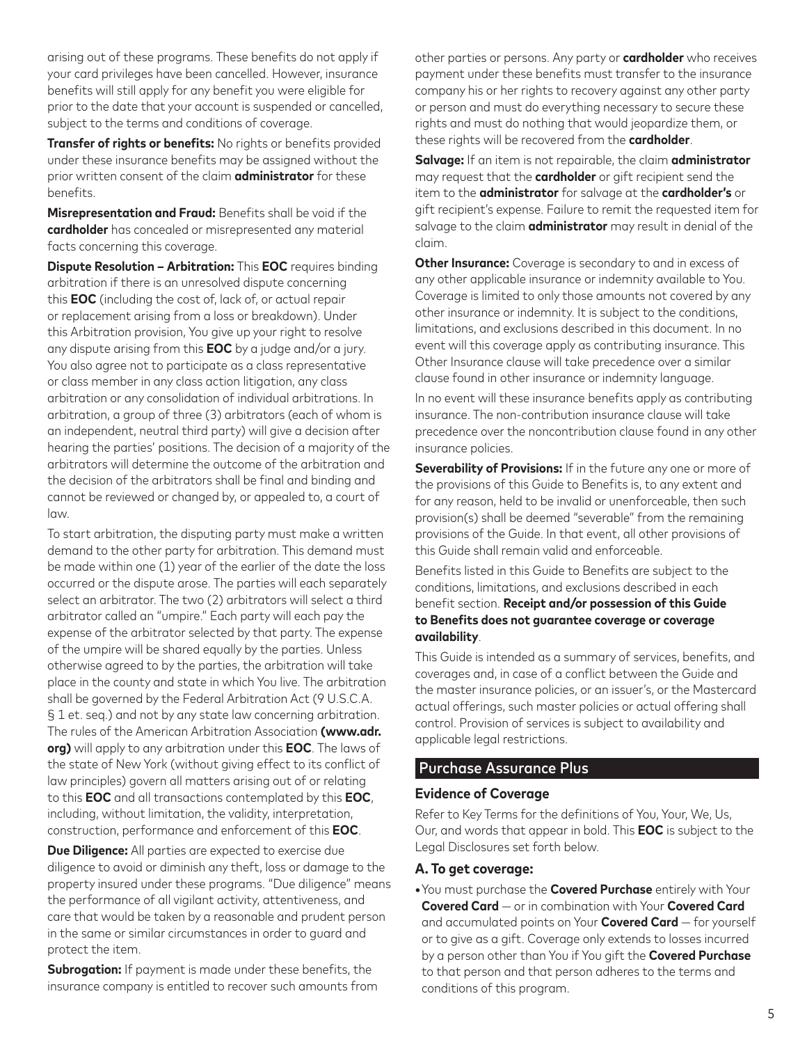arising out of these programs. These benefits do not apply if your card privileges have been cancelled. However, insurance benefits will still apply for any benefit you were eligible for prior to the date that your account is suspended or cancelled, subject to the terms and conditions of coverage.

**Transfer of rights or benefits:** No rights or benefits provided under these insurance benefits may be assigned without the prior written consent of the claim **administrator** for these benefits.

**Misrepresentation and Fraud:** Benefits shall be void if the **cardholder** has concealed or misrepresented any material facts concerning this coverage.

**Dispute Resolution – Arbitration:** This **EOC** requires binding arbitration if there is an unresolved dispute concerning this **EOC** (including the cost of, lack of, or actual repair or replacement arising from a loss or breakdown). Under this Arbitration provision, You give up your right to resolve any dispute arising from this **EOC** by a judge and/or a jury. You also agree not to participate as a class representative or class member in any class action litigation, any class arbitration or any consolidation of individual arbitrations. In arbitration, a group of three (3) arbitrators (each of whom is an independent, neutral third party) will give a decision after hearing the parties' positions. The decision of a majority of the arbitrators will determine the outcome of the arbitration and the decision of the arbitrators shall be final and binding and cannot be reviewed or changed by, or appealed to, a court of law.

To start arbitration, the disputing party must make a written demand to the other party for arbitration. This demand must be made within one (1) year of the earlier of the date the loss occurred or the dispute arose. The parties will each separately select an arbitrator. The two (2) arbitrators will select a third arbitrator called an "umpire." Each party will each pay the expense of the arbitrator selected by that party. The expense of the umpire will be shared equally by the parties. Unless otherwise agreed to by the parties, the arbitration will take place in the county and state in which You live. The arbitration shall be governed by the Federal Arbitration Act (9 U.S.C.A. § 1 et. seq.) and not by any state law concerning arbitration. The rules of the American Arbitration Association **(www.adr.org)** will apply to any arbitration under this **EOC**. The laws of the state of New York (without giving effect to its conflict of law principles) govern all matters arising out of or relating to this **EOC** and all transactions contemplated by this **EOC**, including, without limitation, the validity, interpretation, construction, performance and enforcement of this **EOC**.

**Due Diligence:** All parties are expected to exercise due diligence to avoid or diminish any theft, loss or damage to the property insured under these programs. "Due diligence" means the performance of all vigilant activity, attentiveness, and care that would be taken by a reasonable and prudent person in the same or similar circumstances in order to guard and protect the item.

**Subrogation:** If payment is made under these benefits, the insurance company is entitled to recover such amounts from other parties or persons. Any party or **cardholder** who receives payment under these benefits must transfer to the insurance company his or her rights to recovery against any other party or person and must do everything necessary to secure these rights and must do nothing that would jeopardize them, or these rights will be recovered from the **cardholder**.

**Salvage:** If an item is not repairable, the claim **administrator** may request that the **cardholder** or gift recipient send the item to the **administrator** for salvage at the **cardholder's** or gift recipient's expense. Failure to remit the requested item for salvage to the claim **administrator** may result in denial of the claim.

**Other Insurance:** Coverage is secondary to and in excess of any other applicable insurance or indemnity available to You. Coverage is limited to only those amounts not covered by any other insurance or indemnity. It is subject to the conditions, limitations, and exclusions described in this document. In no event will this coverage apply as contributing insurance. This Other Insurance clause will take precedence over a similar clause found in other insurance or indemnity language.

In no event will these insurance benefits apply as contributing insurance. The non-contribution insurance clause will take precedence over the noncontribution clause found in any other insurance policies.

**Severability of Provisions:** If in the future any one or more of the provisions of this Guide to Benefits is, to any extent and for any reason, held to be invalid or unenforceable, then such provision(s) shall be deemed "severable" from the remaining provisions of the Guide. In that event, all other provisions of this Guide shall remain valid and enforceable.

Benefits listed in this Guide to Benefits are subject to the conditions, limitations, and exclusions described in each benefit section. **Receipt and/or possession of this Guide to Benefits does not guarantee coverage or coverage availability**.

This Guide is intended as a summary of services, benefits, and coverages and, in case of a conflict between the Guide and the master insurance policies, or an issuer's, or the Mastercard actual offerings, such master policies or actual offering shall control. Provision of services is subject to availability and applicable legal restrictions.

## Purchase Assurance Plus

### Evidence of Coverage

Refer to Key Terms for the definitions of You, Your, We, Us, Our, and words that appear in bold. This **EOC** is subject to the Legal Disclosures set forth below.

### A. To get coverage:

- You must purchase the **Covered Purchase** entirely with Your **Covered Card** — or in combination with Your **Covered Card** and accumulated points on Your **Covered Card** — for yourself or to give as a gift. Coverage only extends to losses incurred by a person other than You if You gift the **Covered Purchase** to that person and that person adheres to the terms and conditions of this program.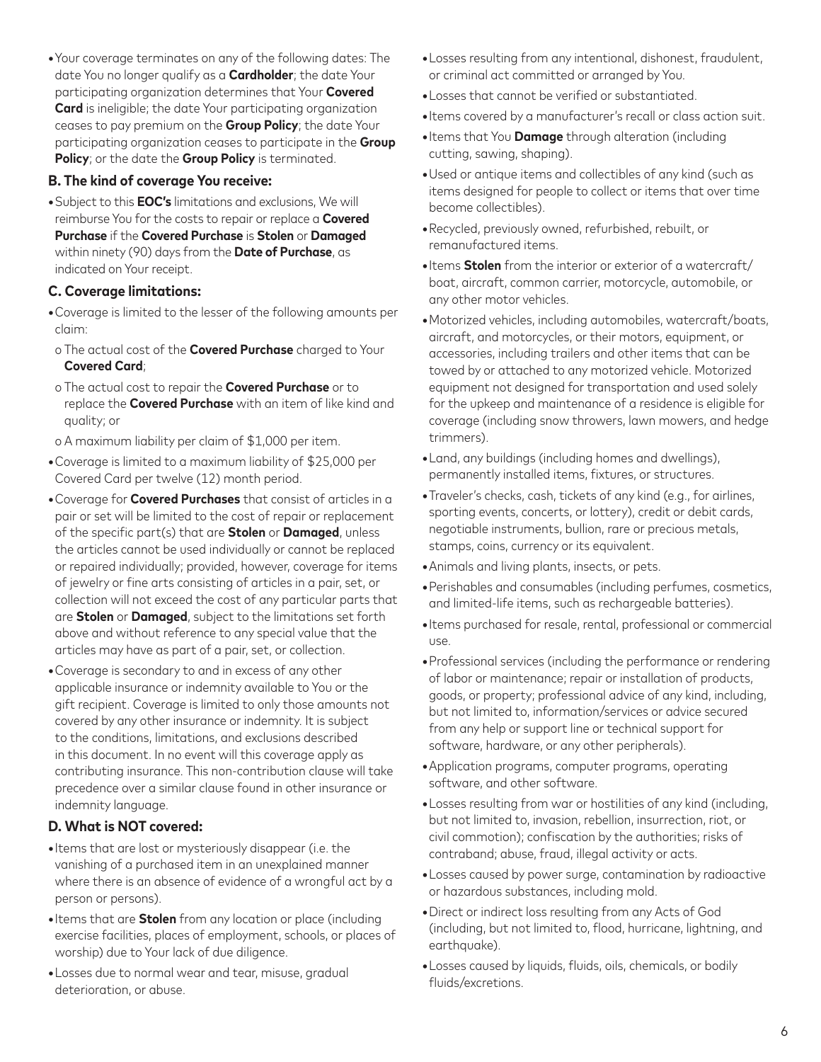- Your coverage terminates on any of the following dates: The date You no longer qualify as a **Cardholder**; the date Your participating organization determines that Your **Covered Card** is ineligible; the date Your participating organization ceases to pay premium on the **Group Policy**; the date Your participating organization ceases to participate in the **Group Policy**; or the date the **Group Policy** is terminated.

### B. The kind of coverage You receive:

- Subject to this **EOC's** limitations and exclusions, We will reimburse You for the costs to repair or replace a **Covered Purchase** if the **Covered Purchase** is **Stolen** or **Damaged** within ninety (90) days from the **Date of Purchase**, as indicated on Your receipt.

### C. Coverage limitations:

- Coverage is limited to the lesser of the following amounts per claim:
  - o The actual cost of the **Covered Purchase** charged to Your **Covered Card**;
  - o The actual cost to repair the **Covered Purchase** or to replace the **Covered Purchase** with an item of like kind and quality; or
  - o A maximum liability per claim of $1,000 per item.
- Coverage is limited to a maximum liability of $25,000 per Covered Card per twelve (12) month period.
- Coverage for **Covered Purchases** that consist of articles in a pair or set will be limited to the cost of repair or replacement of the specific part(s) that are **Stolen** or **Damaged**, unless the articles cannot be used individually or cannot be replaced or repaired individually; provided, however, coverage for items of jewelry or fine arts consisting of articles in a pair, set, or collection will not exceed the cost of any particular parts that are **Stolen** or **Damaged**, subject to the limitations set forth above and without reference to any special value that the articles may have as part of a pair, set, or collection.
- Coverage is secondary to and in excess of any other applicable insurance or indemnity available to You or the gift recipient. Coverage is limited to only those amounts not covered by any other insurance or indemnity. It is subject to the conditions, limitations, and exclusions described in this document. In no event will this coverage apply as contributing insurance. This non-contribution clause will take precedence over a similar clause found in other insurance or indemnity language.

### D. What is NOT covered:

- Items that are lost or mysteriously disappear (i.e. the vanishing of a purchased item in an unexplained manner where there is an absence of evidence of a wrongful act by a person or persons).
- Items that are **Stolen** from any location or place (including exercise facilities, places of employment, schools, or places of worship) due to Your lack of due diligence.
- Losses due to normal wear and tear, misuse, gradual deterioration, or abuse.
- Losses resulting from any intentional, dishonest, fraudulent, or criminal act committed or arranged by You.
- Losses that cannot be verified or substantiated.
- Items covered by a manufacturer's recall or class action suit.
- Items that You **Damage** through alteration (including cutting, sawing, shaping).
- Used or antique items and collectibles of any kind (such as items designed for people to collect or items that over time become collectibles).
- Recycled, previously owned, refurbished, rebuilt, or remanufactured items.
- Items **Stolen** from the interior or exterior of a watercraft/ boat, aircraft, common carrier, motorcycle, automobile, or any other motor vehicles.
- Motorized vehicles, including automobiles, watercraft/boats, aircraft, and motorcycles, or their motors, equipment, or accessories, including trailers and other items that can be towed by or attached to any motorized vehicle. Motorized equipment not designed for transportation and used solely for the upkeep and maintenance of a residence is eligible for coverage (including snow throwers, lawn mowers, and hedge trimmers).
- Land, any buildings (including homes and dwellings), permanently installed items, fixtures, or structures.
- Traveler's checks, cash, tickets of any kind (e.g., for airlines, sporting events, concerts, or lottery), credit or debit cards, negotiable instruments, bullion, rare or precious metals, stamps, coins, currency or its equivalent.
- Animals and living plants, insects, or pets.
- Perishables and consumables (including perfumes, cosmetics, and limited-life items, such as rechargeable batteries).
- Items purchased for resale, rental, professional or commercial use.
- Professional services (including the performance or rendering of labor or maintenance; repair or installation of products, goods, or property; professional advice of any kind, including, but not limited to, information/services or advice secured from any help or support line or technical support for software, hardware, or any other peripherals).
- Application programs, computer programs, operating software, and other software.
- Losses resulting from war or hostilities of any kind (including, but not limited to, invasion, rebellion, insurrection, riot, or civil commotion); confiscation by the authorities; risks of contraband; abuse, fraud, illegal activity or acts.
- Losses caused by power surge, contamination by radioactive or hazardous substances, including mold.
- Direct or indirect loss resulting from any Acts of God (including, but not limited to, flood, hurricane, lightning, and earthquake).
- Losses caused by liquids, fluids, oils, chemicals, or bodily fluids/excretions.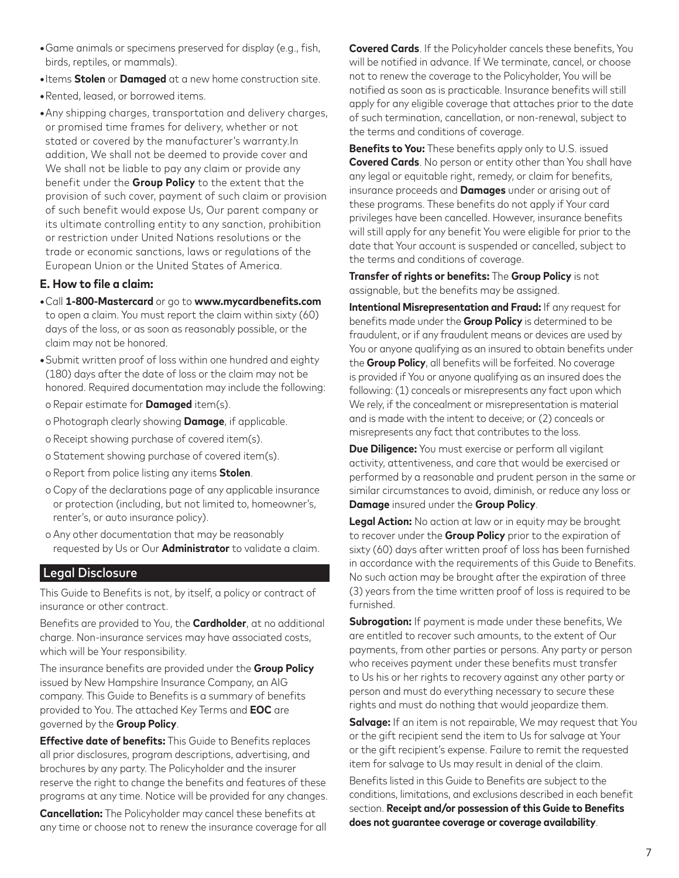- Game animals or specimens preserved for display (e.g., fish, birds, reptiles, or mammals).
- Items **Stolen** or **Damaged** at a new home construction site.
- Rented, leased, or borrowed items.
- Any shipping charges, transportation and delivery charges, or promised time frames for delivery, whether or not stated or covered by the manufacturer's warranty.In addition, We shall not be deemed to provide cover and We shall not be liable to pay any claim or provide any benefit under the **Group Policy** to the extent that the provision of such cover, payment of such claim or provision of such benefit would expose Us, Our parent company or its ultimate controlling entity to any sanction, prohibition or restriction under United Nations resolutions or the trade or economic sanctions, laws or regulations of the European Union or the United States of America.

### E. How to file a claim:

- Call **1-800-Mastercard** or go to **www.mycardbenefits.com** to open a claim. You must report the claim within sixty (60) days of the loss, or as soon as reasonably possible, or the claim may not be honored.
- Submit written proof of loss within one hundred and eighty (180) days after the date of loss or the claim may not be honored. Required documentation may include the following:
  - Repair estimate for **Damaged** item(s).
  - Photograph clearly showing **Damage**, if applicable.
  - Receipt showing purchase of covered item(s).
  - Statement showing purchase of covered item(s).
  - Report from police listing any items **Stolen**.
  - Copy of the declarations page of any applicable insurance or protection (including, but not limited to, homeowner's, renter's, or auto insurance policy).
  - Any other documentation that may be reasonably requested by Us or Our **Administrator** to validate a claim.

## Legal Disclosure

This Guide to Benefits is not, by itself, a policy or contract of insurance or other contract.

Benefits are provided to You, the **Cardholder**, at no additional charge. Non-insurance services may have associated costs, which will be Your responsibility.

The insurance benefits are provided under the **Group Policy** issued by New Hampshire Insurance Company, an AIG company. This Guide to Benefits is a summary of benefits provided to You. The attached Key Terms and **EOC** are governed by the **Group Policy**.

**Effective date of benefits:** This Guide to Benefits replaces all prior disclosures, program descriptions, advertising, and brochures by any party. The Policyholder and the insurer reserve the right to change the benefits and features of these programs at any time. Notice will be provided for any changes.

**Cancellation:** The Policyholder may cancel these benefits at any time or choose not to renew the insurance coverage for all **Covered Cards**. If the Policyholder cancels these benefits, You will be notified in advance. If We terminate, cancel, or choose not to renew the coverage to the Policyholder, You will be notified as soon as is practicable. Insurance benefits will still apply for any eligible coverage that attaches prior to the date of such termination, cancellation, or non-renewal, subject to the terms and conditions of coverage.

**Benefits to You:** These benefits apply only to U.S. issued **Covered Cards**. No person or entity other than You shall have any legal or equitable right, remedy, or claim for benefits, insurance proceeds and **Damages** under or arising out of these programs. These benefits do not apply if Your card privileges have been cancelled. However, insurance benefits will still apply for any benefit You were eligible for prior to the date that Your account is suspended or cancelled, subject to the terms and conditions of coverage.

**Transfer of rights or benefits:** The **Group Policy** is not assignable, but the benefits may be assigned.

**Intentional Misrepresentation and Fraud:** If any request for benefits made under the **Group Policy** is determined to be fraudulent, or if any fraudulent means or devices are used by You or anyone qualifying as an insured to obtain benefits under the **Group Policy**, all benefits will be forfeited. No coverage is provided if You or anyone qualifying as an insured does the following: (1) conceals or misrepresents any fact upon which We rely, if the concealment or misrepresentation is material and is made with the intent to deceive; or (2) conceals or misrepresents any fact that contributes to the loss.

**Due Diligence:** You must exercise or perform all vigilant activity, attentiveness, and care that would be exercised or performed by a reasonable and prudent person in the same or similar circumstances to avoid, diminish, or reduce any loss or **Damage** insured under the **Group Policy**.

**Legal Action:** No action at law or in equity may be brought to recover under the **Group Policy** prior to the expiration of sixty (60) days after written proof of loss has been furnished in accordance with the requirements of this Guide to Benefits. No such action may be brought after the expiration of three (3) years from the time written proof of loss is required to be furnished.

**Subrogation:** If payment is made under these benefits, We are entitled to recover such amounts, to the extent of Our payments, from other parties or persons. Any party or person who receives payment under these benefits must transfer to Us his or her rights to recovery against any other party or person and must do everything necessary to secure these rights and must do nothing that would jeopardize them.

**Salvage:** If an item is not repairable, We may request that You or the gift recipient send the item to Us for salvage at Your or the gift recipient's expense. Failure to remit the requested item for salvage to Us may result in denial of the claim.

Benefits listed in this Guide to Benefits are subject to the conditions, limitations, and exclusions described in each benefit section. **Receipt and/or possession of this Guide to Benefits does not guarantee coverage or coverage availability**.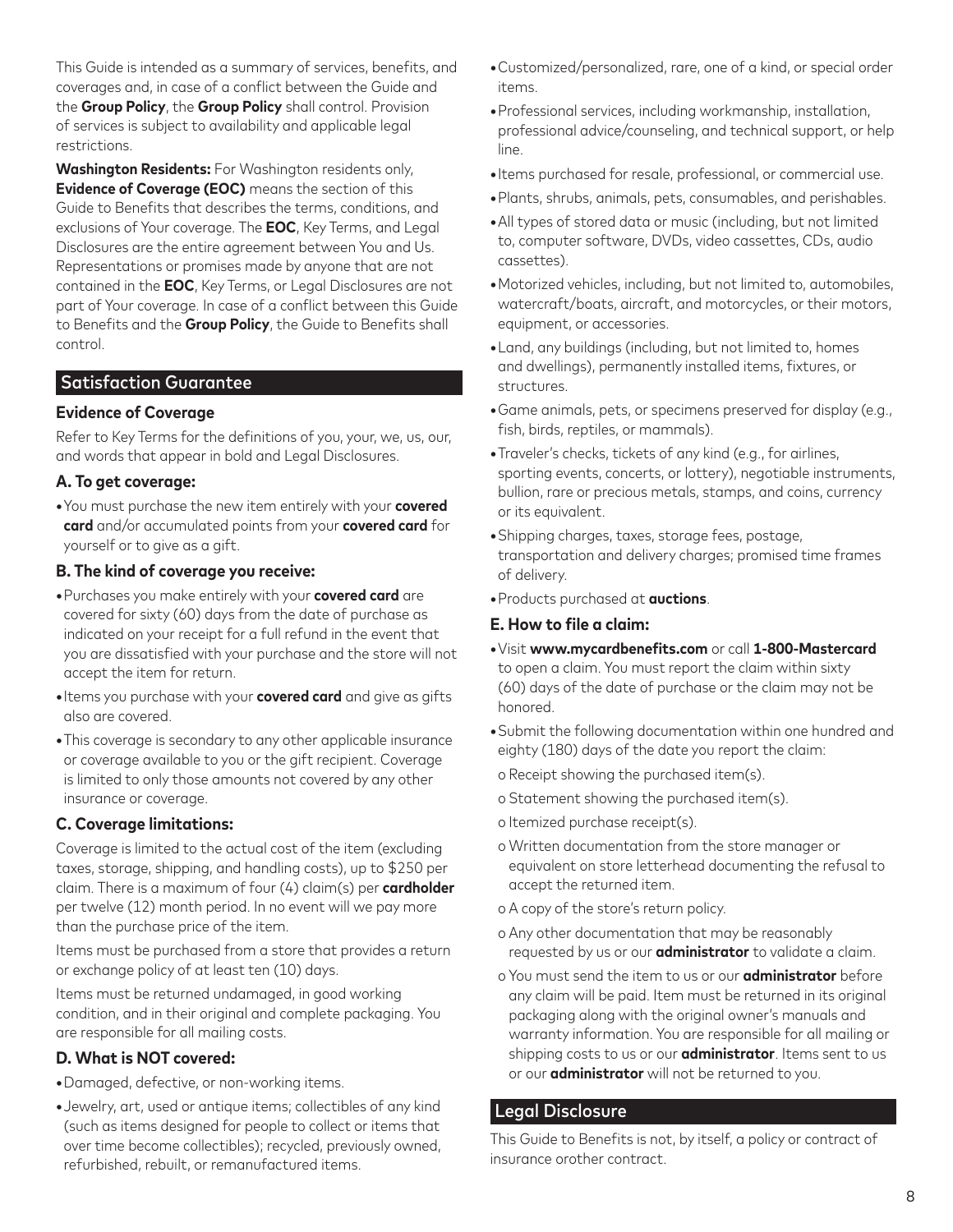This Guide is intended as a summary of services, benefits, and coverages and, in case of a conflict between the Guide and the **Group Policy**, the **Group Policy** shall control. Provision of services is subject to availability and applicable legal restrictions.

**Washington Residents:** For Washington residents only, **Evidence of Coverage (EOC)** means the section of this Guide to Benefits that describes the terms, conditions, and exclusions of Your coverage. The **EOC**, Key Terms, and Legal Disclosures are the entire agreement between You and Us. Representations or promises made by anyone that are not contained in the **EOC**, Key Terms, or Legal Disclosures are not part of Your coverage. In case of a conflict between this Guide to Benefits and the **Group Policy**, the Guide to Benefits shall control.

## Satisfaction Guarantee

### Evidence of Coverage

Refer to Key Terms for the definitions of you, your, we, us, our, and words that appear in bold and Legal Disclosures.

### A. To get coverage:

- You must purchase the new item entirely with your **covered card** and/or accumulated points from your **covered card** for yourself or to give as a gift.

### B. The kind of coverage you receive:

- Purchases you make entirely with your **covered card** are covered for sixty (60) days from the date of purchase as indicated on your receipt for a full refund in the event that you are dissatisfied with your purchase and the store will not accept the item for return.
- Items you purchase with your **covered card** and give as gifts also are covered.
- This coverage is secondary to any other applicable insurance or coverage available to you or the gift recipient. Coverage is limited to only those amounts not covered by any other insurance or coverage.

### C. Coverage limitations:

Coverage is limited to the actual cost of the item (excluding taxes, storage, shipping, and handling costs), up to $250 per claim. There is a maximum of four (4) claim(s) per **cardholder** per twelve (12) month period. In no event will we pay more than the purchase price of the item.

Items must be purchased from a store that provides a return or exchange policy of at least ten (10) days.

Items must be returned undamaged, in good working condition, and in their original and complete packaging. You are responsible for all mailing costs.

### D. What is NOT covered:

- Damaged, defective, or non-working items.
- Jewelry, art, used or antique items; collectibles of any kind (such as items designed for people to collect or items that over time become collectibles); recycled, previously owned, refurbished, rebuilt, or remanufactured items.
- Customized/personalized, rare, one of a kind, or special order items.
- Professional services, including workmanship, installation, professional advice/counseling, and technical support, or help line.
- Items purchased for resale, professional, or commercial use.
- Plants, shrubs, animals, pets, consumables, and perishables.
- All types of stored data or music (including, but not limited to, computer software, DVDs, video cassettes, CDs, audio cassettes).
- Motorized vehicles, including, but not limited to, automobiles, watercraft/boats, aircraft, and motorcycles, or their motors, equipment, or accessories.
- Land, any buildings (including, but not limited to, homes and dwellings), permanently installed items, fixtures, or structures.
- Game animals, pets, or specimens preserved for display (e.g., fish, birds, reptiles, or mammals).
- Traveler's checks, tickets of any kind (e.g., for airlines, sporting events, concerts, or lottery), negotiable instruments, bullion, rare or precious metals, stamps, and coins, currency or its equivalent.
- Shipping charges, taxes, storage fees, postage, transportation and delivery charges; promised time frames of delivery.
- Products purchased at **auctions**.

### E. How to file a claim:

- Visit **www.mycardbenefits.com** or call **1-800-Mastercard** to open a claim. You must report the claim within sixty (60) days of the date of purchase or the claim may not be honored.
- Submit the following documentation within one hundred and eighty (180) days of the date you report the claim:
  - Receipt showing the purchased item(s).
  - Statement showing the purchased item(s).
  - Itemized purchase receipt(s).
  - Written documentation from the store manager or equivalent on store letterhead documenting the refusal to accept the returned item.
  - A copy of the store's return policy.
  - Any other documentation that may be reasonably requested by us or our **administrator** to validate a claim.
  - You must send the item to us or our **administrator** before any claim will be paid. Item must be returned in its original packaging along with the original owner's manuals and warranty information. You are responsible for all mailing or shipping costs to us or our **administrator**. Items sent to us or our **administrator** will not be returned to you.

## Legal Disclosure

This Guide to Benefits is not, by itself, a policy or contract of insurance orother contract.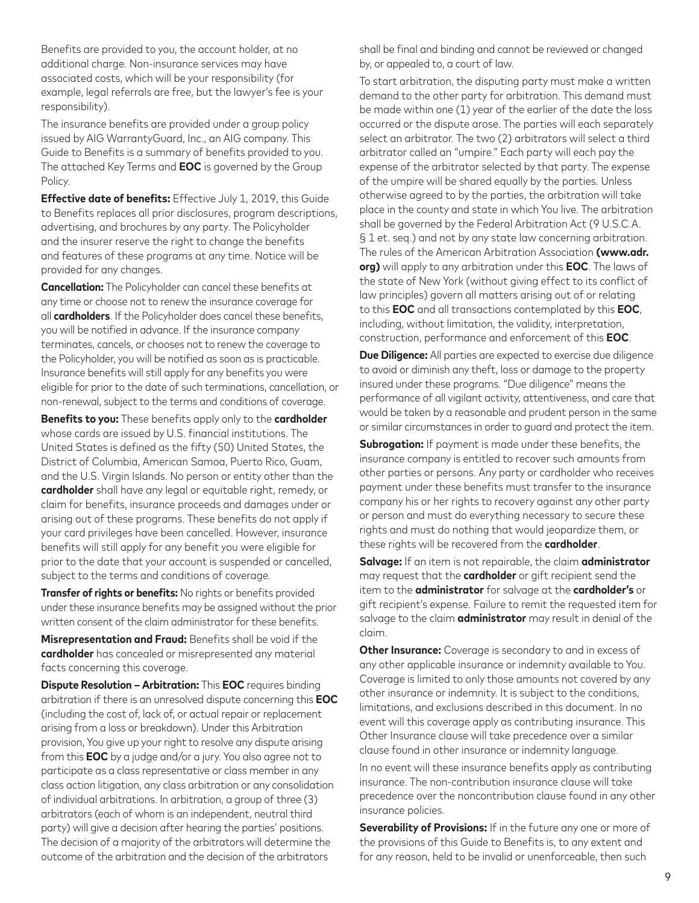Benefits are provided to you, the account holder, at no additional charge. Non-insurance services may have associated costs, which will be your responsibility (for example, legal referrals are free, but the lawyer's fee is your responsibility).

The insurance benefits are provided under a group policy issued by AIG WarrantyGuard, Inc., an AIG company. This Guide to Benefits is a summary of benefits provided to you. The attached Key Terms and **EOC** is governed by the Group Policy.

**Effective date of benefits:** Effective July 1, 2019, this Guide to Benefits replaces all prior disclosures, program descriptions, advertising, and brochures by any party. The Policyholder and the insurer reserve the right to change the benefits and features of these programs at any time. Notice will be provided for any changes.

**Cancellation:** The Policyholder can cancel these benefits at any time or choose not to renew the insurance coverage for all **cardholders**. If the Policyholder does cancel these benefits, you will be notified in advance. If the insurance company terminates, cancels, or chooses not to renew the coverage to the Policyholder, you will be notified as soon as is practicable. Insurance benefits will still apply for any benefits you were eligible for prior to the date of such terminations, cancellation, or non-renewal, subject to the terms and conditions of coverage.

**Benefits to you:** These benefits apply only to the **cardholder** whose cards are issued by U.S. financial institutions. The United States is defined as the fifty (50) United States, the District of Columbia, American Samoa, Puerto Rico, Guam, and the U.S. Virgin Islands. No person or entity other than the **cardholder** shall have any legal or equitable right, remedy, or claim for benefits, insurance proceeds and damages under or arising out of these programs. These benefits do not apply if your card privileges have been cancelled. However, insurance benefits will still apply for any benefit you were eligible for prior to the date that your account is suspended or cancelled, subject to the terms and conditions of coverage.

**Transfer of rights or benefits:** No rights or benefits provided under these insurance benefits may be assigned without the prior written consent of the claim administrator for these benefits.

**Misrepresentation and Fraud:** Benefits shall be void if the **cardholder** has concealed or misrepresented any material facts concerning this coverage.

**Dispute Resolution – Arbitration:** This **EOC** requires binding arbitration if there is an unresolved dispute concerning this **EOC** (including the cost of, lack of, or actual repair or replacement arising from a loss or breakdown). Under this Arbitration provision, You give up your right to resolve any dispute arising from this **EOC** by a judge and/or a jury. You also agree not to participate as a class representative or class member in any class action litigation, any class arbitration or any consolidation of individual arbitrations. In arbitration, a group of three (3) arbitrators (each of whom is an independent, neutral third party) will give a decision after hearing the parties' positions. The decision of a majority of the arbitrators will determine the outcome of the arbitration and the decision of the arbitrators shall be final and binding and cannot be reviewed or changed by, or appealed to, a court of law.

To start arbitration, the disputing party must make a written demand to the other party for arbitration. This demand must be made within one (1) year of the earlier of the date the loss occurred or the dispute arose. The parties will each separately select an arbitrator. The two (2) arbitrators will select a third arbitrator called an "umpire." Each party will each pay the expense of the arbitrator selected by that party. The expense of the umpire will be shared equally by the parties. Unless otherwise agreed to by the parties, the arbitration will take place in the county and state in which You live. The arbitration shall be governed by the Federal Arbitration Act (9 U.S.C.A. § 1 et. seq.) and not by any state law concerning arbitration. The rules of the American Arbitration Association **(www.adr.org)** will apply to any arbitration under this **EOC**. The laws of the state of New York (without giving effect to its conflict of law principles) govern all matters arising out of or relating to this **EOC** and all transactions contemplated by this **EOC**, including, without limitation, the validity, interpretation, construction, performance and enforcement of this **EOC**.

**Due Diligence:** All parties are expected to exercise due diligence to avoid or diminish any theft, loss or damage to the property insured under these programs. "Due diligence" means the performance of all vigilant activity, attentiveness, and care that would be taken by a reasonable and prudent person in the same or similar circumstances in order to guard and protect the item.

**Subrogation:** If payment is made under these benefits, the insurance company is entitled to recover such amounts from other parties or persons. Any party or cardholder who receives payment under these benefits must transfer to the insurance company his or her rights to recovery against any other party or person and must do everything necessary to secure these rights and must do nothing that would jeopardize them, or these rights will be recovered from the **cardholder**.

**Salvage:** If an item is not repairable, the claim **administrator** may request that the **cardholder** or gift recipient send the item to the **administrator** for salvage at the **cardholder's** or gift recipient's expense. Failure to remit the requested item for salvage to the claim **administrator** may result in denial of the claim.

**Other Insurance:** Coverage is secondary to and in excess of any other applicable insurance or indemnity available to You. Coverage is limited to only those amounts not covered by any other insurance or indemnity. It is subject to the conditions, limitations, and exclusions described in this document. In no event will this coverage apply as contributing insurance. This Other Insurance clause will take precedence over a similar clause found in other insurance or indemnity language.

In no event will these insurance benefits apply as contributing insurance. The non-contribution insurance clause will take precedence over the noncontribution clause found in any other insurance policies.

**Severability of Provisions:** If in the future any one or more of the provisions of this Guide to Benefits is, to any extent and for any reason, held to be invalid or unenforceable, then such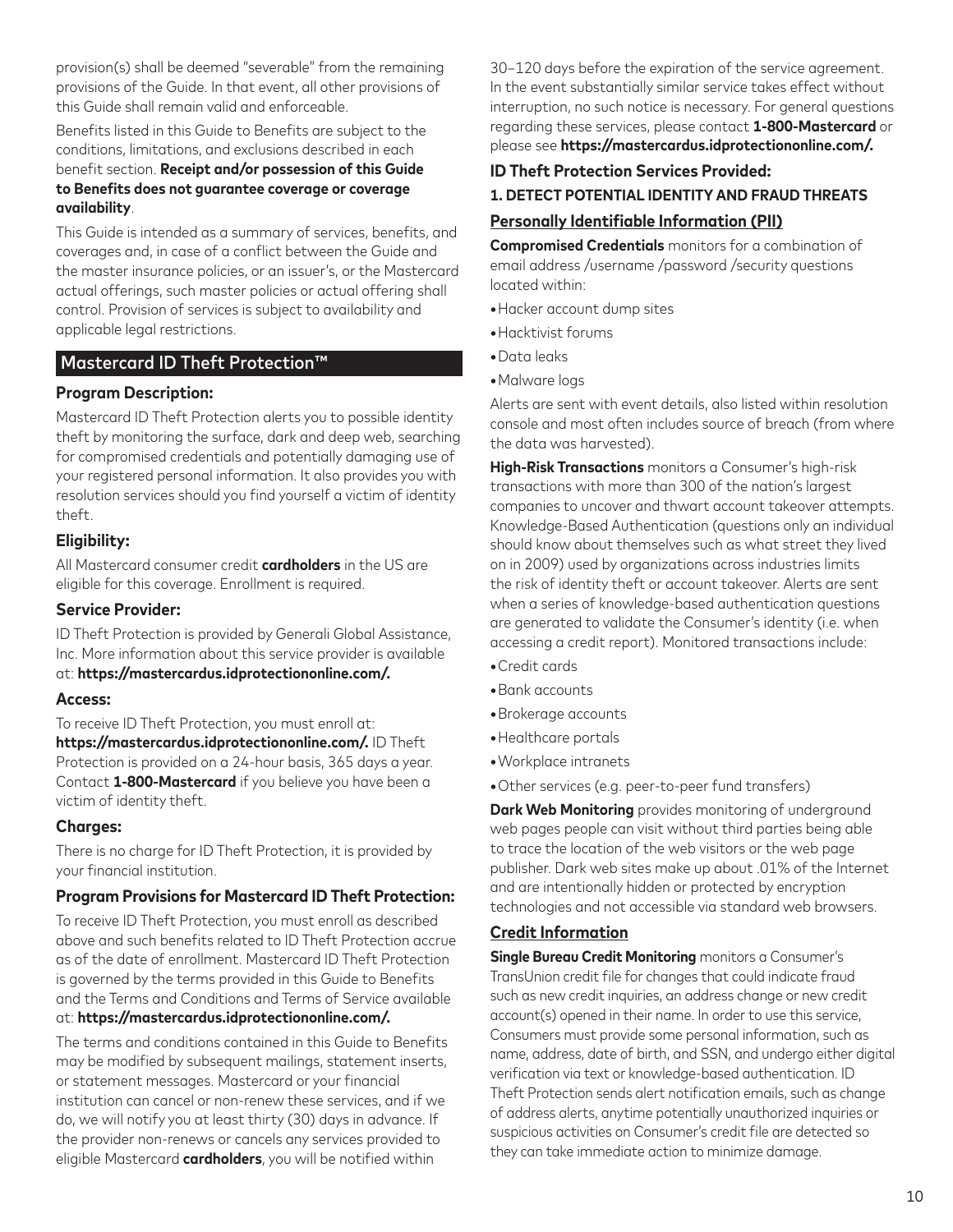provision(s) shall be deemed "severable" from the remaining provisions of the Guide. In that event, all other provisions of this Guide shall remain valid and enforceable.

Benefits listed in this Guide to Benefits are subject to the conditions, limitations, and exclusions described in each benefit section. **Receipt and/or possession of this Guide to Benefits does not guarantee coverage or coverage availability**.

This Guide is intended as a summary of services, benefits, and coverages and, in case of a conflict between the Guide and the master insurance policies, or an issuer's, or the Mastercard actual offerings, such master policies or actual offering shall control. Provision of services is subject to availability and applicable legal restrictions.

## Mastercard ID Theft Protection™

### Program Description:

Mastercard ID Theft Protection alerts you to possible identity theft by monitoring the surface, dark and deep web, searching for compromised credentials and potentially damaging use of your registered personal information. It also provides you with resolution services should you find yourself a victim of identity theft.

### Eligibility:

All Mastercard consumer credit **cardholders** in the US are eligible for this coverage. Enrollment is required.

### Service Provider:

ID Theft Protection is provided by Generali Global Assistance, Inc. More information about this service provider is available at: **https://mastercardus.idprotectiononline.com/.**

### Access:

To receive ID Theft Protection, you must enroll at: **https://mastercardus.idprotectiononline.com/.** ID Theft Protection is provided on a 24-hour basis, 365 days a year. Contact **1-800-Mastercard** if you believe you have been a victim of identity theft.

### Charges:

There is no charge for ID Theft Protection, it is provided by your financial institution.

### Program Provisions for Mastercard ID Theft Protection:

To receive ID Theft Protection, you must enroll as described above and such benefits related to ID Theft Protection accrue as of the date of enrollment. Mastercard ID Theft Protection is governed by the terms provided in this Guide to Benefits and the Terms and Conditions and Terms of Service available at: **https://mastercardus.idprotectiononline.com/.**

The terms and conditions contained in this Guide to Benefits may be modified by subsequent mailings, statement inserts, or statement messages. Mastercard or your financial institution can cancel or non-renew these services, and if we do, we will notify you at least thirty (30) days in advance. If the provider non-renews or cancels any services provided to eligible Mastercard **cardholders**, you will be notified within 30–120 days before the expiration of the service agreement. In the event substantially similar service takes effect without interruption, no such notice is necessary. For general questions regarding these services, please contact **1-800-Mastercard** or please see **https://mastercardus.idprotectiononline.com/.**

### ID Theft Protection Services Provided:

#### 1. DETECT POTENTIAL IDENTITY AND FRAUD THREATS

#### Personally Identifiable Information (PII)

**Compromised Credentials** monitors for a combination of email address /username /password /security questions located within:

- Hacker account dump sites
- Hacktivist forums
- Data leaks
- Malware logs

Alerts are sent with event details, also listed within resolution console and most often includes source of breach (from where the data was harvested).

**High-Risk Transactions** monitors a Consumer's high-risk transactions with more than 300 of the nation's largest companies to uncover and thwart account takeover attempts. Knowledge-Based Authentication (questions only an individual should know about themselves such as what street they lived on in 2009) used by organizations across industries limits the risk of identity theft or account takeover. Alerts are sent when a series of knowledge-based authentication questions are generated to validate the Consumer's identity (i.e. when accessing a credit report). Monitored transactions include:

- Credit cards
- Bank accounts
- Brokerage accounts
- Healthcare portals
- Workplace intranets
- Other services (e.g. peer-to-peer fund transfers)

**Dark Web Monitoring** provides monitoring of underground web pages people can visit without third parties being able to trace the location of the web visitors or the web page publisher. Dark web sites make up about .01% of the Internet and are intentionally hidden or protected by encryption technologies and not accessible via standard web browsers.

#### Credit Information

**Single Bureau Credit Monitoring** monitors a Consumer's TransUnion credit file for changes that could indicate fraud such as new credit inquiries, an address change or new credit account(s) opened in their name. In order to use this service, Consumers must provide some personal information, such as name, address, date of birth, and SSN, and undergo either digital verification via text or knowledge-based authentication. ID Theft Protection sends alert notification emails, such as change of address alerts, anytime potentially unauthorized inquiries or suspicious activities on Consumer's credit file are detected so they can take immediate action to minimize damage.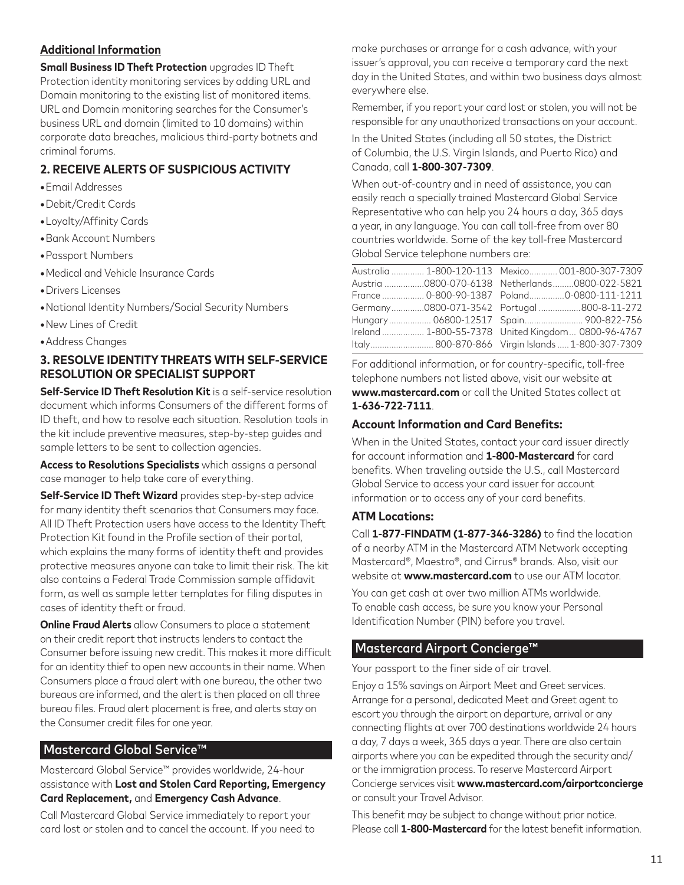### Additional Information

**Small Business ID Theft Protection** upgrades ID Theft Protection identity monitoring services by adding URL and Domain monitoring to the existing list of monitored items. URL and Domain monitoring searches for the Consumer's business URL and domain (limited to 10 domains) within corporate data breaches, malicious third-party botnets and criminal forums.

### 2. RECEIVE ALERTS OF SUSPICIOUS ACTIVITY

- Email Addresses
- Debit/Credit Cards
- Loyalty/Affinity Cards
- Bank Account Numbers
- Passport Numbers
- Medical and Vehicle Insurance Cards
- Drivers Licenses
- National Identity Numbers/Social Security Numbers
- New Lines of Credit
- Address Changes

### 3. RESOLVE IDENTITY THREATS WITH SELF-SERVICE RESOLUTION OR SPECIALIST SUPPORT

**Self-Service ID Theft Resolution Kit** is a self-service resolution document which informs Consumers of the different forms of ID theft, and how to resolve each situation. Resolution tools in the kit include preventive measures, step-by-step guides and sample letters to be sent to collection agencies.

**Access to Resolutions Specialists** which assigns a personal case manager to help take care of everything.

**Self-Service ID Theft Wizard** provides step-by-step advice for many identity theft scenarios that Consumers may face. All ID Theft Protection users have access to the Identity Theft Protection Kit found in the Profile section of their portal, which explains the many forms of identity theft and provides protective measures anyone can take to limit their risk. The kit also contains a Federal Trade Commission sample affidavit form, as well as sample letter templates for filing disputes in cases of identity theft or fraud.

**Online Fraud Alerts** allow Consumers to place a statement on their credit report that instructs lenders to contact the Consumer before issuing new credit. This makes it more difficult for an identity thief to open new accounts in their name. When Consumers place a fraud alert with one bureau, the other two bureaus are informed, and the alert is then placed on all three bureau files. Fraud alert placement is free, and alerts stay on the Consumer credit files for one year.

## Mastercard Global Service™

Mastercard Global Service™ provides worldwide, 24-hour assistance with **Lost and Stolen Card Reporting, Emergency Card Replacement,** and **Emergency Cash Advance**.

Call Mastercard Global Service immediately to report your card lost or stolen and to cancel the account. If you need to make purchases or arrange for a cash advance, with your issuer's approval, you can receive a temporary card the next day in the United States, and within two business days almost everywhere else.

Remember, if you report your card lost or stolen, you will not be responsible for any unauthorized transactions on your account.

In the United States (including all 50 states, the District of Columbia, the U.S. Virgin Islands, and Puerto Rico) and Canada, call **1-800-307-7309**.

When out-of-country and in need of assistance, you can easily reach a specially trained Mastercard Global Service Representative who can help you 24 hours a day, 365 days a year, in any language. You can call toll-free from over 80 countries worldwide. Some of the key toll-free Mastercard Global Service telephone numbers are:

| Country | Number | Country | Number |
|---|---|---|---|
| Australia | 1-800-120-113 | Mexico | 001-800-307-7309 |
| Austria | 0800-070-6138 | Netherlands | 0800-022-5821 |
| France | 0-800-90-1387 | Poland | 0-0800-111-1211 |
| Germany | 0800-071-3542 | Portugal | 800-8-11-272 |
| Hungary | 06800-12517 | Spain | 900-822-756 |
| Ireland | 1-800-55-7378 | United Kingdom | 0800-96-4767 |
| Italy | 800-870-866 | Virgin Islands | 1-800-307-7309 |

For additional information, or for country-specific, toll-free telephone numbers not listed above, visit our website at **www.mastercard.com** or call the United States collect at **1-636-722-7111**.

### Account Information and Card Benefits:

When in the United States, contact your card issuer directly for account information and **1-800-Mastercard** for card benefits. When traveling outside the U.S., call Mastercard Global Service to access your card issuer for account information or to access any of your card benefits.

### ATM Locations:

Call **1-877-FINDATM (1-877-346-3286)** to find the location of a nearby ATM in the Mastercard ATM Network accepting Mastercard®, Maestro®, and Cirrus® brands. Also, visit our website at **www.mastercard.com** to use our ATM locator.

You can get cash at over two million ATMs worldwide. To enable cash access, be sure you know your Personal Identification Number (PIN) before you travel.

## Mastercard Airport Concierge™

Your passport to the finer side of air travel.

Enjoy a 15% savings on Airport Meet and Greet services. Arrange for a personal, dedicated Meet and Greet agent to escort you through the airport on departure, arrival or any connecting flights at over 700 destinations worldwide 24 hours a day, 7 days a week, 365 days a year. There are also certain airports where you can be expedited through the security and/or the immigration process. To reserve Mastercard Airport Concierge services visit **www.mastercard.com/airportconcierge** or consult your Travel Advisor.

This benefit may be subject to change without prior notice. Please call **1-800-Mastercard** for the latest benefit information.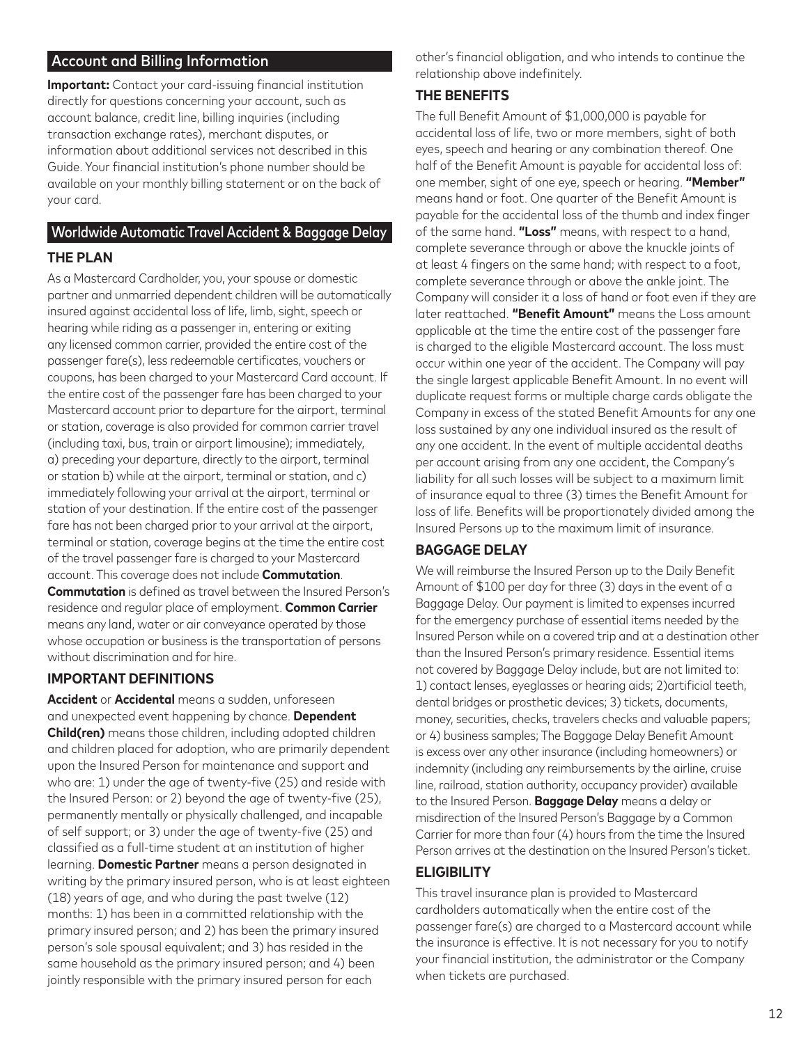## Account and Billing Information

**Important:** Contact your card-issuing financial institution directly for questions concerning your account, such as account balance, credit line, billing inquiries (including transaction exchange rates), merchant disputes, or information about additional services not described in this Guide. Your financial institution's phone number should be available on your monthly billing statement or on the back of your card.

## Worldwide Automatic Travel Accident & Baggage Delay

### THE PLAN

As a Mastercard Cardholder, you, your spouse or domestic partner and unmarried dependent children will be automatically insured against accidental loss of life, limb, sight, speech or hearing while riding as a passenger in, entering or exiting any licensed common carrier, provided the entire cost of the passenger fare(s), less redeemable certificates, vouchers or coupons, has been charged to your Mastercard Card account. If the entire cost of the passenger fare has been charged to your Mastercard account prior to departure for the airport, terminal or station, coverage is also provided for common carrier travel (including taxi, bus, train or airport limousine); immediately, a) preceding your departure, directly to the airport, terminal or station b) while at the airport, terminal or station, and c) immediately following your arrival at the airport, terminal or station of your destination. If the entire cost of the passenger fare has not been charged prior to your arrival at the airport, terminal or station, coverage begins at the time the entire cost of the travel passenger fare is charged to your Mastercard account. This coverage does not include **Commutation**. **Commutation** is defined as travel between the Insured Person's residence and regular place of employment. **Common Carrier** means any land, water or air conveyance operated by those whose occupation or business is the transportation of persons without discrimination and for hire.

### IMPORTANT DEFINITIONS

**Accident** or **Accidental** means a sudden, unforeseen and unexpected event happening by chance. **Dependent Child(ren)** means those children, including adopted children and children placed for adoption, who are primarily dependent upon the Insured Person for maintenance and support and who are: 1) under the age of twenty-five (25) and reside with the Insured Person: or 2) beyond the age of twenty-five (25), permanently mentally or physically challenged, and incapable of self support; or 3) under the age of twenty-five (25) and classified as a full-time student at an institution of higher learning. **Domestic Partner** means a person designated in writing by the primary insured person, who is at least eighteen (18) years of age, and who during the past twelve (12) months: 1) has been in a committed relationship with the primary insured person; and 2) has been the primary insured person's sole spousal equivalent; and 3) has resided in the same household as the primary insured person; and 4) been jointly responsible with the primary insured person for each other's financial obligation, and who intends to continue the relationship above indefinitely.

### THE BENEFITS

The full Benefit Amount of $1,000,000 is payable for accidental loss of life, two or more members, sight of both eyes, speech and hearing or any combination thereof. One half of the Benefit Amount is payable for accidental loss of: one member, sight of one eye, speech or hearing. **"Member"** means hand or foot. One quarter of the Benefit Amount is payable for the accidental loss of the thumb and index finger of the same hand. **"Loss"** means, with respect to a hand, complete severance through or above the knuckle joints of at least 4 fingers on the same hand; with respect to a foot, complete severance through or above the ankle joint. The Company will consider it a loss of hand or foot even if they are later reattached. **"Benefit Amount"** means the Loss amount applicable at the time the entire cost of the passenger fare is charged to the eligible Mastercard account. The loss must occur within one year of the accident. The Company will pay the single largest applicable Benefit Amount. In no event will duplicate request forms or multiple charge cards obligate the Company in excess of the stated Benefit Amounts for any one loss sustained by any one individual insured as the result of any one accident. In the event of multiple accidental deaths per account arising from any one accident, the Company's liability for all such losses will be subject to a maximum limit of insurance equal to three (3) times the Benefit Amount for loss of life. Benefits will be proportionately divided among the Insured Persons up to the maximum limit of insurance.

### BAGGAGE DELAY

We will reimburse the Insured Person up to the Daily Benefit Amount of $100 per day for three (3) days in the event of a Baggage Delay. Our payment is limited to expenses incurred for the emergency purchase of essential items needed by the Insured Person while on a covered trip and at a destination other than the Insured Person's primary residence. Essential items not covered by Baggage Delay include, but are not limited to: 1) contact lenses, eyeglasses or hearing aids; 2)artificial teeth, dental bridges or prosthetic devices; 3) tickets, documents, money, securities, checks, travelers checks and valuable papers; or 4) business samples; The Baggage Delay Benefit Amount is excess over any other insurance (including homeowners) or indemnity (including any reimbursements by the airline, cruise line, railroad, station authority, occupancy provider) available to the Insured Person. **Baggage Delay** means a delay or misdirection of the Insured Person's Baggage by a Common Carrier for more than four (4) hours from the time the Insured Person arrives at the destination on the Insured Person's ticket.

### ELIGIBILITY

This travel insurance plan is provided to Mastercard cardholders automatically when the entire cost of the passenger fare(s) are charged to a Mastercard account while the insurance is effective. It is not necessary for you to notify your financial institution, the administrator or the Company when tickets are purchased.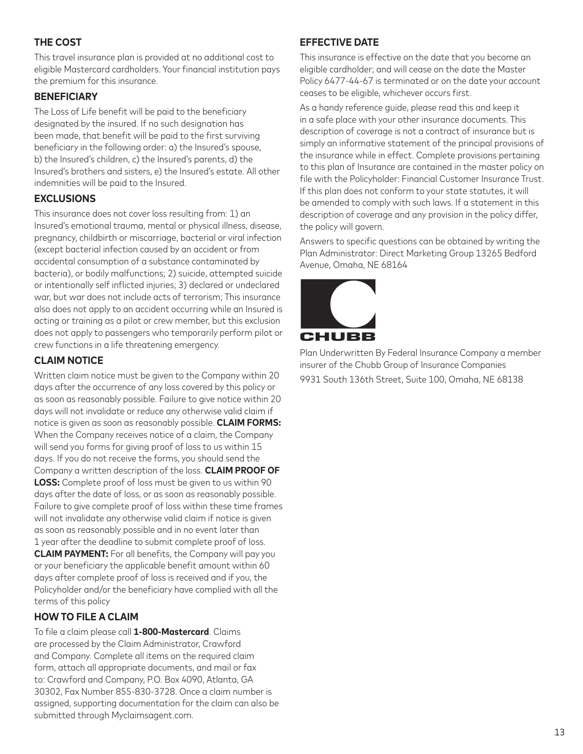## THE COST

This travel insurance plan is provided at no additional cost to eligible Mastercard cardholders. Your financial institution pays the premium for this insurance.

## BENEFICIARY

The Loss of Life benefit will be paid to the beneficiary designated by the insured. If no such designation has been made, that benefit will be paid to the first surviving beneficiary in the following order: a) the Insured's spouse, b) the Insured's children, c) the Insured's parents, d) the Insured's brothers and sisters, e) the Insured's estate. All other indemnities will be paid to the Insured.

## EXCLUSIONS

This insurance does not cover loss resulting from: 1) an Insured's emotional trauma, mental or physical illness, disease, pregnancy, childbirth or miscarriage, bacterial or viral infection (except bacterial infection caused by an accident or from accidental consumption of a substance contaminated by bacteria), or bodily malfunctions; 2) suicide, attempted suicide or intentionally self inflicted injuries; 3) declared or undeclared war, but war does not include acts of terrorism; This insurance also does not apply to an accident occurring while an Insured is acting or training as a pilot or crew member, but this exclusion does not apply to passengers who temporarily perform pilot or crew functions in a life threatening emergency.

## CLAIM NOTICE

Written claim notice must be given to the Company within 20 days after the occurrence of any loss covered by this policy or as soon as reasonably possible. Failure to give notice within 20 days will not invalidate or reduce any otherwise valid claim if notice is given as soon as reasonably possible. **CLAIM FORMS:** When the Company receives notice of a claim, the Company will send you forms for giving proof of loss to us within 15 days. If you do not receive the forms, you should send the Company a written description of the loss. **CLAIM PROOF OF LOSS:** Complete proof of loss must be given to us within 90 days after the date of loss, or as soon as reasonably possible. Failure to give complete proof of loss within these time frames will not invalidate any otherwise valid claim if notice is given as soon as reasonably possible and in no event later than 1 year after the deadline to submit complete proof of loss. **CLAIM PAYMENT:** For all benefits, the Company will pay you or your beneficiary the applicable benefit amount within 60 days after complete proof of loss is received and if you, the Policyholder and/or the beneficiary have complied with all the terms of this policy

## HOW TO FILE A CLAIM

To file a claim please call **1-800-Mastercard**. Claims are processed by the Claim Administrator, Crawford and Company. Complete all items on the required claim form, attach all appropriate documents, and mail or fax to: Crawford and Company, P.O. Box 4090, Atlanta, GA 30302, Fax Number 855-830-3728. Once a claim number is assigned, supporting documentation for the claim can also be submitted through Myclaimsagent.com.

## EFFECTIVE DATE

This insurance is effective on the date that you become an eligible cardholder; and will cease on the date the Master Policy 6477-44-67 is terminated or on the date your account ceases to be eligible, whichever occurs first.

As a handy reference guide, please read this and keep it in a safe place with your other insurance documents. This description of coverage is not a contract of insurance but is simply an informative statement of the principal provisions of the insurance while in effect. Complete provisions pertaining to this plan of Insurance are contained in the master policy on file with the Policyholder: Financial Customer Insurance Trust. If this plan does not conform to your state statutes, it will be amended to comply with such laws. If a statement in this description of coverage and any provision in the policy differ, the policy will govern.

Answers to specific questions can be obtained by writing the Plan Administrator: Direct Marketing Group 13265 Bedford Avenue, Omaha, NE 68164

CHUBB

Plan Underwritten By Federal Insurance Company a member insurer of the Chubb Group of Insurance Companies

9931 South 136th Street, Suite 100, Omaha, NE 68138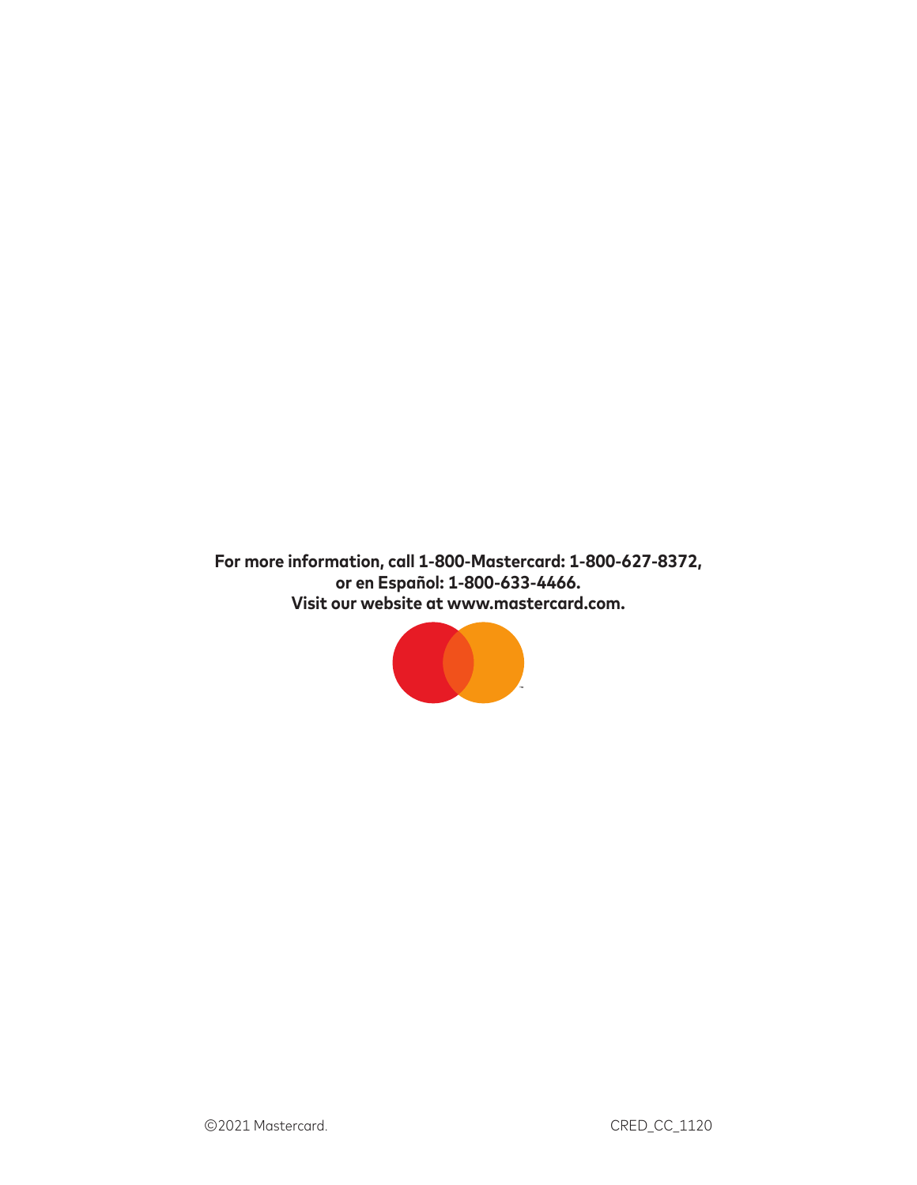**For more information, call 1-800-Mastercard: 1-800-627-8372,**
**or en Español: 1-800-633-4466.**
**Visit our website at www.mastercard.com.**

©2021 Mastercard.

CRED_CC_1120